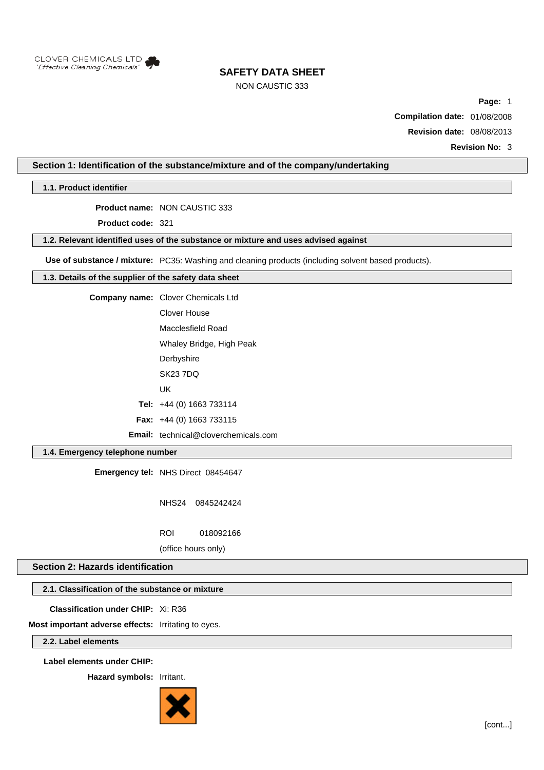CLOVER CHEMICALS LTD
*'Effective Cleaning Chemicals'*

# SAFETY DATA SHEET

NON CAUSTIC 333

**Page:** 1

**Compilation date:** 01/08/2008

**Revision date:** 08/08/2013

**Revision No:** 3

## Section 1: Identification of the substance/mixture and of the company/undertaking

### 1.1. Product identifier

**Product name:** NON CAUSTIC 333

**Product code:** 321

### 1.2. Relevant identified uses of the substance or mixture and uses advised against

**Use of substance / mixture:** PC35: Washing and cleaning products (including solvent based products).

### 1.3. Details of the supplier of the safety data sheet

**Company name:** Clover Chemicals Ltd

Clover House

Macclesfield Road

Whaley Bridge, High Peak

Derbyshire

SK23 7DQ

UK

**Tel:** +44 (0) 1663 733114

**Fax:** +44 (0) 1663 733115

**Email:** technical@cloverchemicals.com

### 1.4. Emergency telephone number

**Emergency tel:** NHS Direct 08454647

NHS24 0845242424

ROI 018092166

(office hours only)

## Section 2: Hazards identification

### 2.1. Classification of the substance or mixture

**Classification under CHIP:** Xi: R36

**Most important adverse effects:** Irritating to eyes.

### 2.2. Label elements

**Label elements under CHIP:**

**Hazard symbols:** Irritant.

[cont...]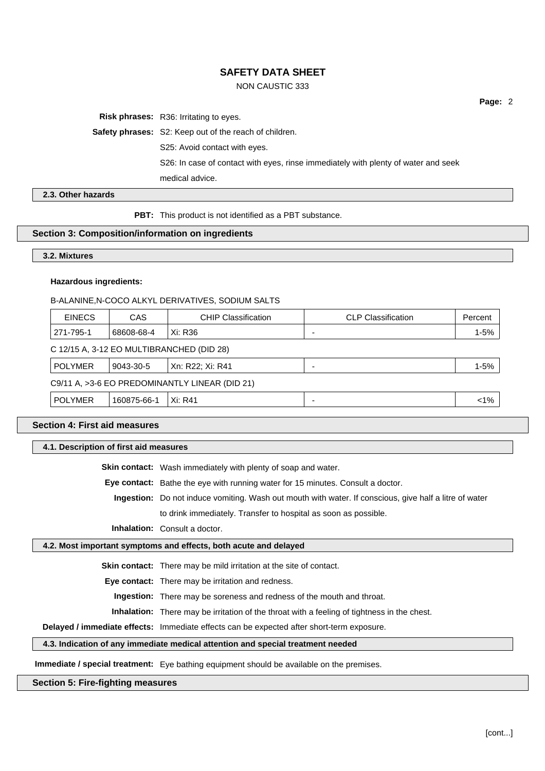**Risk phrases:** R36: Irritating to eyes.

**Safety phrases:** S2: Keep out of the reach of children.

S25: Avoid contact with eyes.

S26: In case of contact with eyes, rinse immediately with plenty of water and seek medical advice.

### 2.3. Other hazards

**PBT:** This product is not identified as a PBT substance.

## Section 3: Composition/information on ingredients

### 3.2. Mixtures

**Hazardous ingredients:**

B-ALANINE,N-COCO ALKYL DERIVATIVES, SODIUM SALTS

| EINECS | CAS | CHIP Classification | CLP Classification | Percent |
|---|---|---|---|---|
| 271-795-1 | 68608-68-4 | Xi: R36 | - | 1-5% |

C 12/15 A, 3-12 EO MULTIBRANCHED (DID 28)

| EINECS | CAS | CHIP Classification | CLP Classification | Percent |
|---|---|---|---|---|
| POLYMER | 9043-30-5 | Xn: R22; Xi: R41 | - | 1-5% |

C9/11 A, >3-6 EO PREDOMINANTLY LINEAR (DID 21)

| EINECS | CAS | CHIP Classification | CLP Classification | Percent |
|---|---|---|---|---|
| POLYMER | 160875-66-1 | Xi: R41 | - | <1% |

## Section 4: First aid measures

### 4.1. Description of first aid measures

**Skin contact:** Wash immediately with plenty of soap and water.

**Eye contact:** Bathe the eye with running water for 15 minutes. Consult a doctor.

**Ingestion:** Do not induce vomiting. Wash out mouth with water. If conscious, give half a litre of water to drink immediately. Transfer to hospital as soon as possible.

**Inhalation:** Consult a doctor.

### 4.2. Most important symptoms and effects, both acute and delayed

**Skin contact:** There may be mild irritation at the site of contact.

**Eye contact:** There may be irritation and redness.

**Ingestion:** There may be soreness and redness of the mouth and throat.

**Inhalation:** There may be irritation of the throat with a feeling of tightness in the chest.

**Delayed / immediate effects:** Immediate effects can be expected after short-term exposure.

### 4.3. Indication of any immediate medical attention and special treatment needed

**Immediate / special treatment:** Eye bathing equipment should be available on the premises.

## Section 5: Fire-fighting measures

[cont...]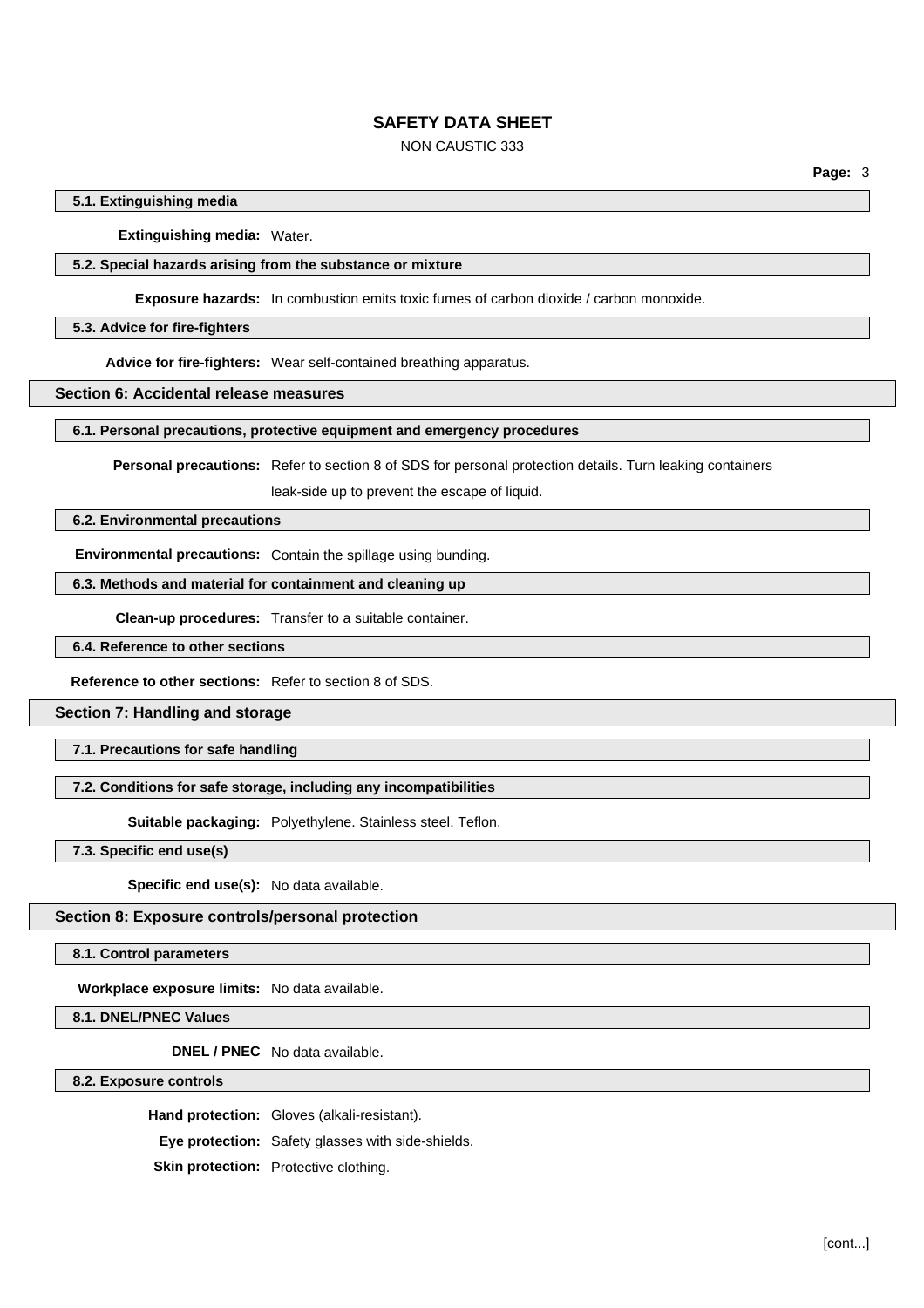### 5.1. Extinguishing media

**Extinguishing media:** Water.

### 5.2. Special hazards arising from the substance or mixture

**Exposure hazards:** In combustion emits toxic fumes of carbon dioxide / carbon monoxide.

### 5.3. Advice for fire-fighters

**Advice for fire-fighters:** Wear self-contained breathing apparatus.

## Section 6: Accidental release measures

### 6.1. Personal precautions, protective equipment and emergency procedures

**Personal precautions:** Refer to section 8 of SDS for personal protection details. Turn leaking containers leak-side up to prevent the escape of liquid.

### 6.2. Environmental precautions

**Environmental precautions:** Contain the spillage using bunding.

### 6.3. Methods and material for containment and cleaning up

**Clean-up procedures:** Transfer to a suitable container.

### 6.4. Reference to other sections

**Reference to other sections:** Refer to section 8 of SDS.

## Section 7: Handling and storage

### 7.1. Precautions for safe handling

### 7.2. Conditions for safe storage, including any incompatibilities

**Suitable packaging:** Polyethylene. Stainless steel. Teflon.

### 7.3. Specific end use(s)

**Specific end use(s):** No data available.

## Section 8: Exposure controls/personal protection

### 8.1. Control parameters

**Workplace exposure limits:** No data available.

### 8.1. DNEL/PNEC Values

**DNEL / PNEC** No data available.

### 8.2. Exposure controls

**Hand protection:** Gloves (alkali-resistant).

**Eye protection:** Safety glasses with side-shields.

**Skin protection:** Protective clothing.

[cont...]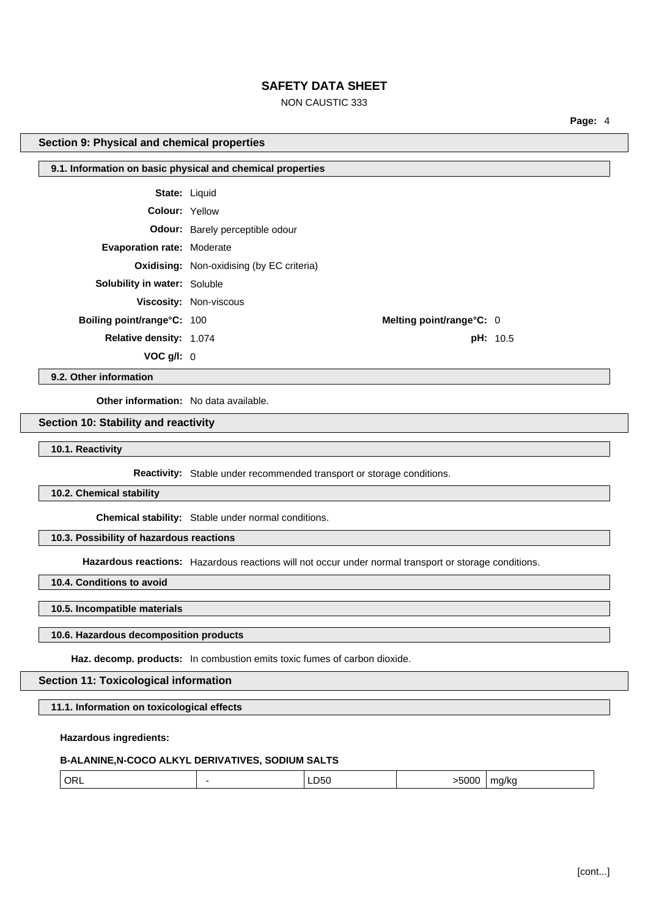## Section 9: Physical and chemical properties

### 9.1. Information on basic physical and chemical properties

**State:** Liquid

**Colour:** Yellow

**Odour:** Barely perceptible odour

**Evaporation rate:** Moderate

**Oxidising:** Non-oxidising (by EC criteria)

**Solubility in water:** Soluble

**Viscosity:** Non-viscous

**Boiling point/range°C:** 100

**Melting point/range°C:** 0

**Relative density:** 1.074

**pH:** 10.5

**VOC g/l:** 0

### 9.2. Other information

**Other information:** No data available.

## Section 10: Stability and reactivity

### 10.1. Reactivity

**Reactivity:** Stable under recommended transport or storage conditions.

### 10.2. Chemical stability

**Chemical stability:** Stable under normal conditions.

### 10.3. Possibility of hazardous reactions

**Hazardous reactions:** Hazardous reactions will not occur under normal transport or storage conditions.

### 10.4. Conditions to avoid

### 10.5. Incompatible materials

### 10.6. Hazardous decomposition products

**Haz. decomp. products:** In combustion emits toxic fumes of carbon dioxide.

## Section 11: Toxicological information

### 11.1. Information on toxicological effects

**Hazardous ingredients:**

**B-ALANINE,N-COCO ALKYL DERIVATIVES, SODIUM SALTS**

| ORL | - | LD50 | >5000 | mg/kg |
|---|---|---|---|---|

[cont...]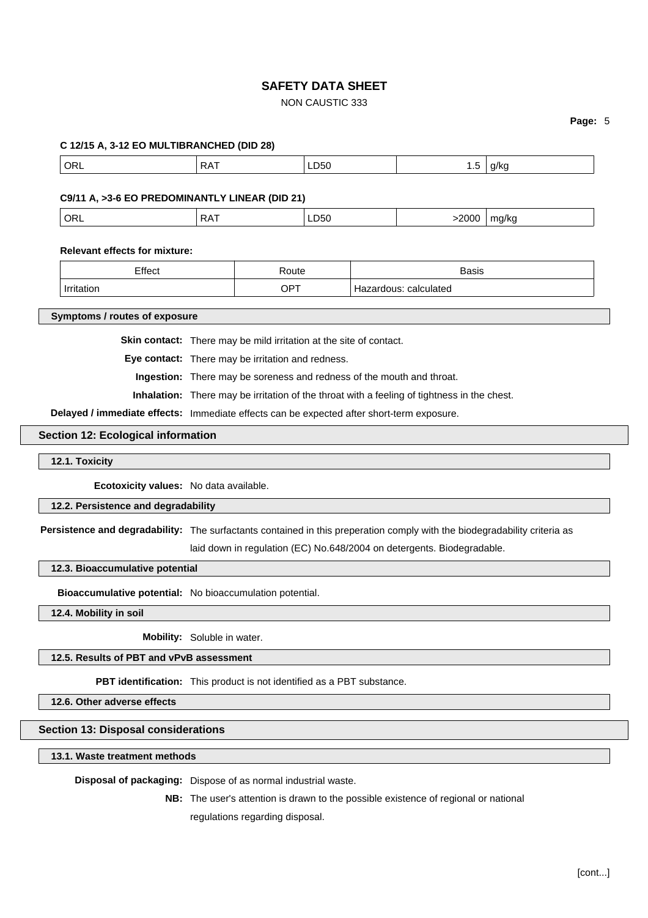**C 12/15 A, 3-12 EO MULTIBRANCHED (DID 28)**

| ORL | RAT | LD50 | 1.5 | g/kg |
|---|---|---|---|---|

**C9/11 A, >3-6 EO PREDOMINANTLY LINEAR (DID 21)**

| ORL | RAT | LD50 | >2000 | mg/kg |
|---|---|---|---|---|

**Relevant effects for mixture:**

| Effect | Route | Basis |
|---|---|---|
| Irritation | OPT | Hazardous: calculated |

### Symptoms / routes of exposure

**Skin contact:** There may be mild irritation at the site of contact.

**Eye contact:** There may be irritation and redness.

**Ingestion:** There may be soreness and redness of the mouth and throat.

**Inhalation:** There may be irritation of the throat with a feeling of tightness in the chest.

**Delayed / immediate effects:** Immediate effects can be expected after short-term exposure.

## Section 12: Ecological information

### 12.1. Toxicity

**Ecotoxicity values:** No data available.

### 12.2. Persistence and degradability

**Persistence and degradability:** The surfactants contained in this preperation comply with the biodegradability criteria as laid down in regulation (EC) No.648/2004 on detergents. Biodegradable.

### 12.3. Bioaccumulative potential

**Bioaccumulative potential:** No bioaccumulation potential.

### 12.4. Mobility in soil

**Mobility:** Soluble in water.

### 12.5. Results of PBT and vPvB assessment

**PBT identification:** This product is not identified as a PBT substance.

### 12.6. Other adverse effects

## Section 13: Disposal considerations

### 13.1. Waste treatment methods

**Disposal of packaging:** Dispose of as normal industrial waste.

**NB:** The user's attention is drawn to the possible existence of regional or national regulations regarding disposal.

[cont...]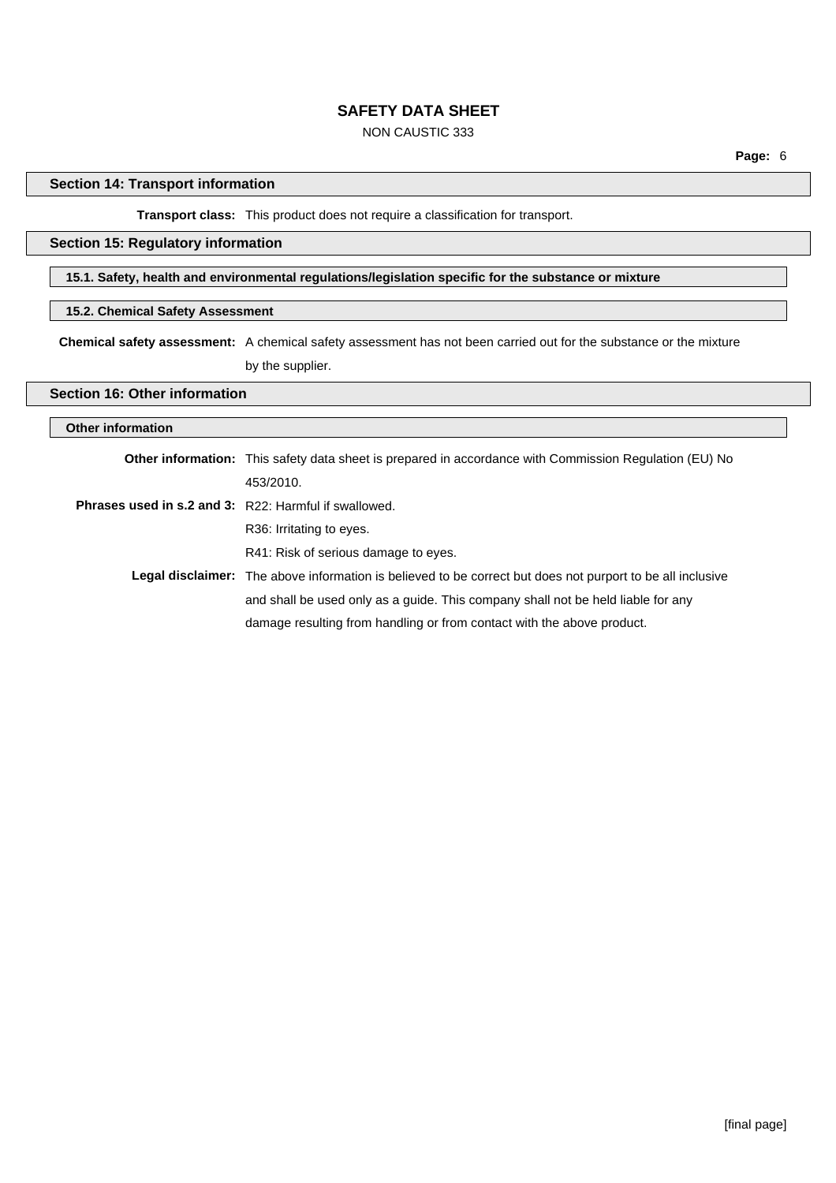## Section 14: Transport information

**Transport class:** This product does not require a classification for transport.

## Section 15: Regulatory information

### 15.1. Safety, health and environmental regulations/legislation specific for the substance or mixture

### 15.2. Chemical Safety Assessment

**Chemical safety assessment:** A chemical safety assessment has not been carried out for the substance or the mixture by the supplier.

## Section 16: Other information

### Other information

**Other information:** This safety data sheet is prepared in accordance with Commission Regulation (EU) No 453/2010.

**Phrases used in s.2 and 3:** R22: Harmful if swallowed.

R36: Irritating to eyes.

R41: Risk of serious damage to eyes.

**Legal disclaimer:** The above information is believed to be correct but does not purport to be all inclusive and shall be used only as a guide. This company shall not be held liable for any damage resulting from handling or from contact with the above product.

[final page]